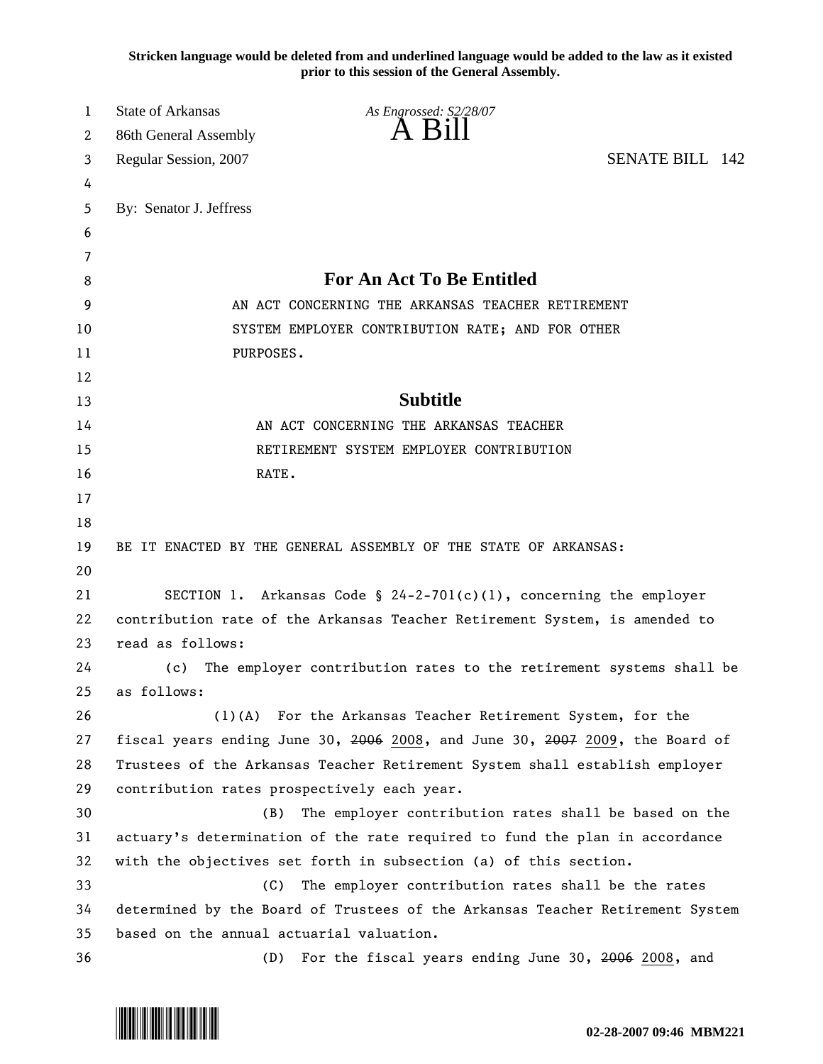**Stricken language would be deleted from and underlined language would be added to the law as it existed prior to this session of the General Assembly.**

State of Arkansas
86th General Assembly
Regular Session, 2007

*As Engrossed: S2/28/07*

# A Bill

SENATE BILL 142

By: Senator J. Jeffress

## For An Act To Be Entitled

AN ACT CONCERNING THE ARKANSAS TEACHER RETIREMENT SYSTEM EMPLOYER CONTRIBUTION RATE; AND FOR OTHER PURPOSES.

## Subtitle

AN ACT CONCERNING THE ARKANSAS TEACHER RETIREMENT SYSTEM EMPLOYER CONTRIBUTION RATE.

BE IT ENACTED BY THE GENERAL ASSEMBLY OF THE STATE OF ARKANSAS:

SECTION 1. Arkansas Code § 24-2-701(c)(1), concerning the employer contribution rate of the Arkansas Teacher Retirement System, is amended to read as follows:

(c) The employer contribution rates to the retirement systems shall be as follows:

(1)(A) For the Arkansas Teacher Retirement System, for the fiscal years ending June 30, ~~2006~~ <u>2008</u>, and June 30, ~~2007~~ <u>2009</u>, the Board of Trustees of the Arkansas Teacher Retirement System shall establish employer contribution rates prospectively each year.

(B) The employer contribution rates shall be based on the actuary's determination of the rate required to fund the plan in accordance with the objectives set forth in subsection (a) of this section.

(C) The employer contribution rates shall be the rates determined by the Board of Trustees of the Arkansas Teacher Retirement System based on the annual actuarial valuation.

(D) For the fiscal years ending June 30, ~~2006~~ <u>2008</u>, and

02-28-2007 09:46 MBM221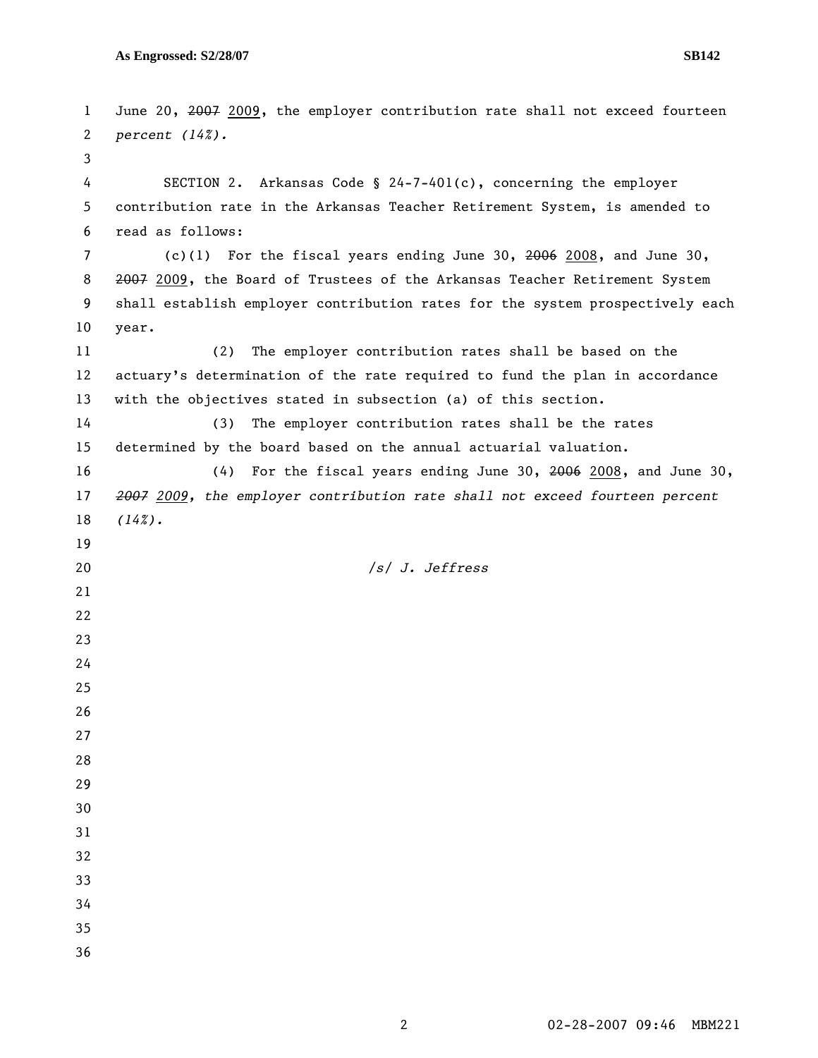June 20, ~~2007~~ 2009, the employer contribution rate shall not exceed fourteen *percent (14%).*

SECTION 2. Arkansas Code § 24-7-401(c), concerning the employer contribution rate in the Arkansas Teacher Retirement System, is amended to read as follows:

(c)(1) For the fiscal years ending June 30, ~~2006~~ 2008, and June 30, ~~2007~~ 2009, the Board of Trustees of the Arkansas Teacher Retirement System shall establish employer contribution rates for the system prospectively each year.

(2) The employer contribution rates shall be based on the actuary's determination of the rate required to fund the plan in accordance with the objectives stated in subsection (a) of this section.

(3) The employer contribution rates shall be the rates determined by the board based on the annual actuarial valuation.

(4) For the fiscal years ending June 30, ~~2006~~ 2008, and June 30, *~~2007~~ 2009, the employer contribution rate shall not exceed fourteen percent (14%).*

*/s/ J. Jeffress*